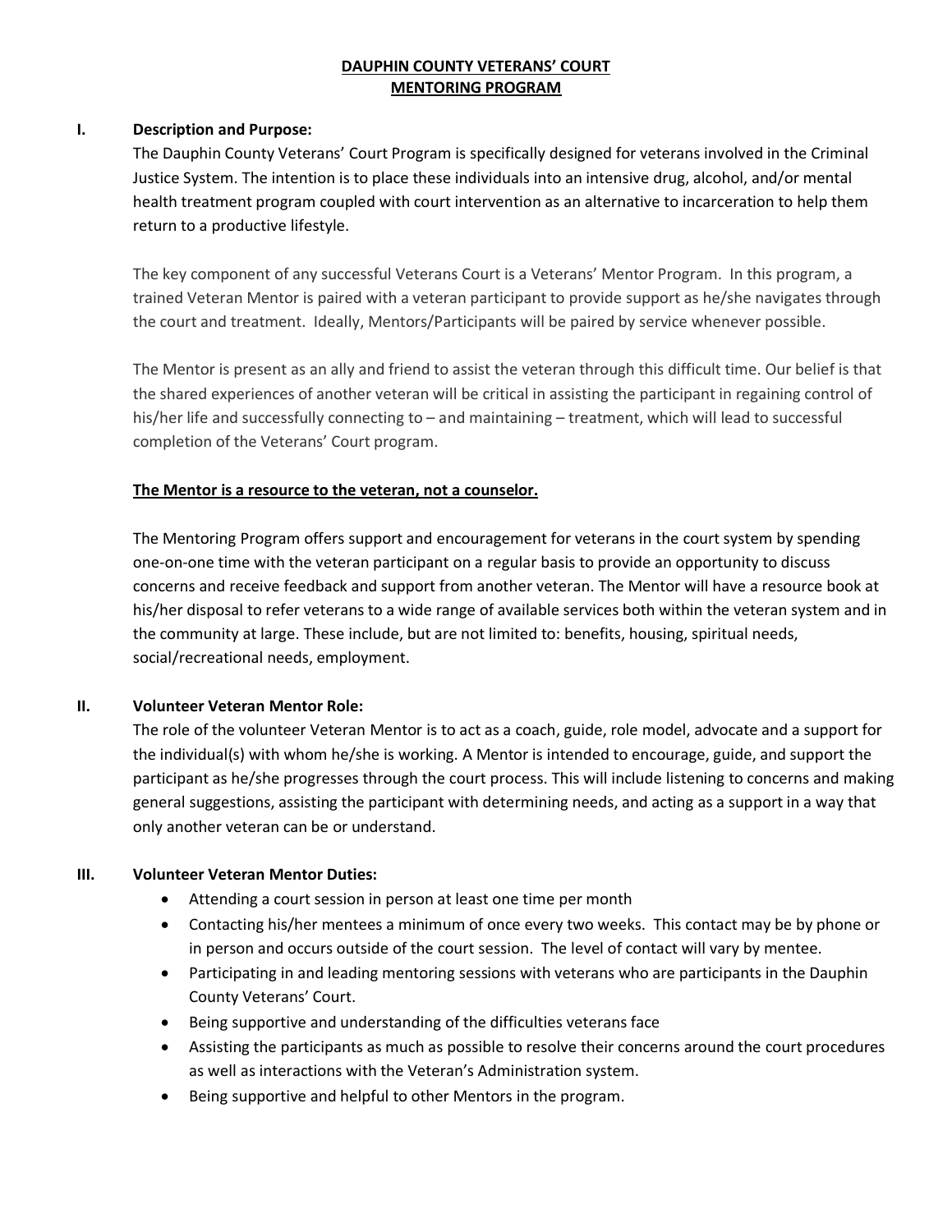# DAUPHIN COUNTY VETERANS' COURT MENTORING PROGRAM

## I. Description and Purpose:

The Dauphin County Veterans' Court Program is specifically designed for veterans involved in the Criminal Justice System. The intention is to place these individuals into an intensive drug, alcohol, and/or mental health treatment program coupled with court intervention as an alternative to incarceration to help them return to a productive lifestyle.

The key component of any successful Veterans Court is a Veterans' Mentor Program. In this program, a trained Veteran Mentor is paired with a veteran participant to provide support as he/she navigates through the court and treatment. Ideally, Mentors/Participants will be paired by service whenever possible.

The Mentor is present as an ally and friend to assist the veteran through this difficult time. Our belief is that the shared experiences of another veteran will be critical in assisting the participant in regaining control of his/her life and successfully connecting to – and maintaining – treatment, which will lead to successful completion of the Veterans' Court program.

**The Mentor is a resource to the veteran, not a counselor.**

The Mentoring Program offers support and encouragement for veterans in the court system by spending one-on-one time with the veteran participant on a regular basis to provide an opportunity to discuss concerns and receive feedback and support from another veteran. The Mentor will have a resource book at his/her disposal to refer veterans to a wide range of available services both within the veteran system and in the community at large. These include, but are not limited to: benefits, housing, spiritual needs, social/recreational needs, employment.

## II. Volunteer Veteran Mentor Role:

The role of the volunteer Veteran Mentor is to act as a coach, guide, role model, advocate and a support for the individual(s) with whom he/she is working. A Mentor is intended to encourage, guide, and support the participant as he/she progresses through the court process. This will include listening to concerns and making general suggestions, assisting the participant with determining needs, and acting as a support in a way that only another veteran can be or understand.

## III. Volunteer Veteran Mentor Duties:

- Attending a court session in person at least one time per month
- Contacting his/her mentees a minimum of once every two weeks. This contact may be by phone or in person and occurs outside of the court session. The level of contact will vary by mentee.
- Participating in and leading mentoring sessions with veterans who are participants in the Dauphin County Veterans' Court.
- Being supportive and understanding of the difficulties veterans face
- Assisting the participants as much as possible to resolve their concerns around the court procedures as well as interactions with the Veteran's Administration system.
- Being supportive and helpful to other Mentors in the program.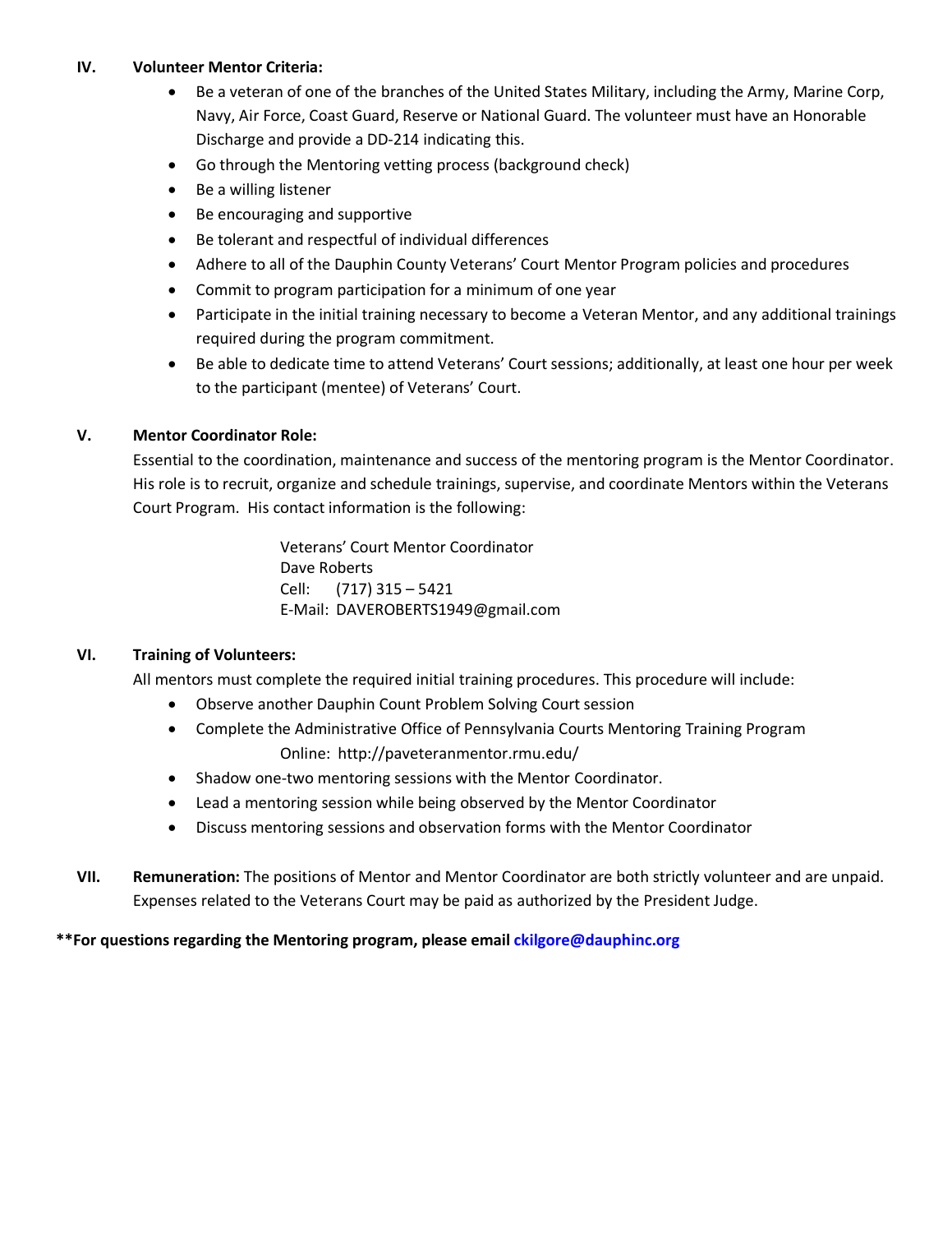## IV. Volunteer Mentor Criteria:

- Be a veteran of one of the branches of the United States Military, including the Army, Marine Corp, Navy, Air Force, Coast Guard, Reserve or National Guard. The volunteer must have an Honorable Discharge and provide a DD-214 indicating this.
- Go through the Mentoring vetting process (background check)
- Be a willing listener
- Be encouraging and supportive
- Be tolerant and respectful of individual differences
- Adhere to all of the Dauphin County Veterans' Court Mentor Program policies and procedures
- Commit to program participation for a minimum of one year
- Participate in the initial training necessary to become a Veteran Mentor, and any additional trainings required during the program commitment.
- Be able to dedicate time to attend Veterans' Court sessions; additionally, at least one hour per week to the participant (mentee) of Veterans' Court.

## V. Mentor Coordinator Role:

Essential to the coordination, maintenance and success of the mentoring program is the Mentor Coordinator. His role is to recruit, organize and schedule trainings, supervise, and coordinate Mentors within the Veterans Court Program. His contact information is the following:

Veterans' Court Mentor Coordinator
Dave Roberts
Cell: (717) 315 – 5421
E-Mail: DAVEROBERTS1949@gmail.com

## VI. Training of Volunteers:

All mentors must complete the required initial training procedures. This procedure will include:

- Observe another Dauphin Count Problem Solving Court session
- Complete the Administrative Office of Pennsylvania Courts Mentoring Training Program
  Online: http://paveteranmentor.rmu.edu/
- Shadow one-two mentoring sessions with the Mentor Coordinator.
- Lead a mentoring session while being observed by the Mentor Coordinator
- Discuss mentoring sessions and observation forms with the Mentor Coordinator

## VII. Remuneration:

**Remuneration:** The positions of Mentor and Mentor Coordinator are both strictly volunteer and are unpaid. Expenses related to the Veterans Court may be paid as authorized by the President Judge.

****For questions regarding the Mentoring program, please email ckilgore@dauphinc.org**